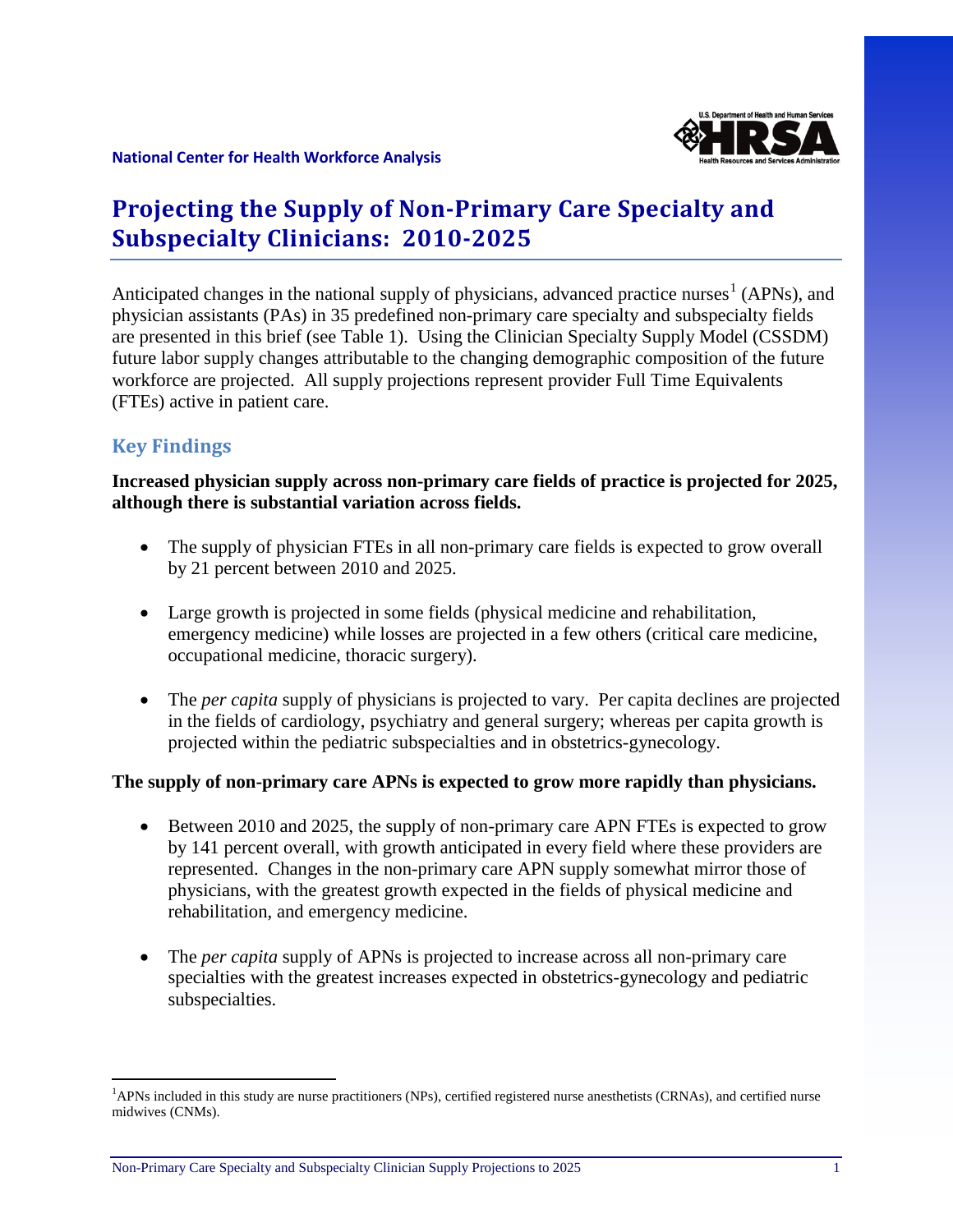**National Center for Health Workforce Analysis**

# Projecting the Supply of Non-Primary Care Specialty and Subspecialty Clinicians: 2010-2025

Anticipated changes in the national supply of physicians, advanced practice nurses[1] (APNs), and physician assistants (PAs) in 35 predefined non-primary care specialty and subspecialty fields are presented in this brief (see Table 1). Using the Clinician Specialty Supply Model (CSSDM) future labor supply changes attributable to the changing demographic composition of the future workforce are projected. All supply projections represent provider Full Time Equivalents (FTEs) active in patient care.

## Key Findings

**Increased physician supply across non-primary care fields of practice is projected for 2025, although there is substantial variation across fields.**

- The supply of physician FTEs in all non-primary care fields is expected to grow overall by 21 percent between 2010 and 2025.
- Large growth is projected in some fields (physical medicine and rehabilitation, emergency medicine) while losses are projected in a few others (critical care medicine, occupational medicine, thoracic surgery).
- The *per capita* supply of physicians is projected to vary. Per capita declines are projected in the fields of cardiology, psychiatry and general surgery; whereas per capita growth is projected within the pediatric subspecialties and in obstetrics-gynecology.

**The supply of non-primary care APNs is expected to grow more rapidly than physicians.**

- Between 2010 and 2025, the supply of non-primary care APN FTEs is expected to grow by 141 percent overall, with growth anticipated in every field where these providers are represented. Changes in the non-primary care APN supply somewhat mirror those of physicians, with the greatest growth expected in the fields of physical medicine and rehabilitation, and emergency medicine.
- The *per capita* supply of APNs is projected to increase across all non-primary care specialties with the greatest increases expected in obstetrics-gynecology and pediatric subspecialties.

[1]APNs included in this study are nurse practitioners (NPs), certified registered nurse anesthetists (CRNAs), and certified nurse midwives (CNMs).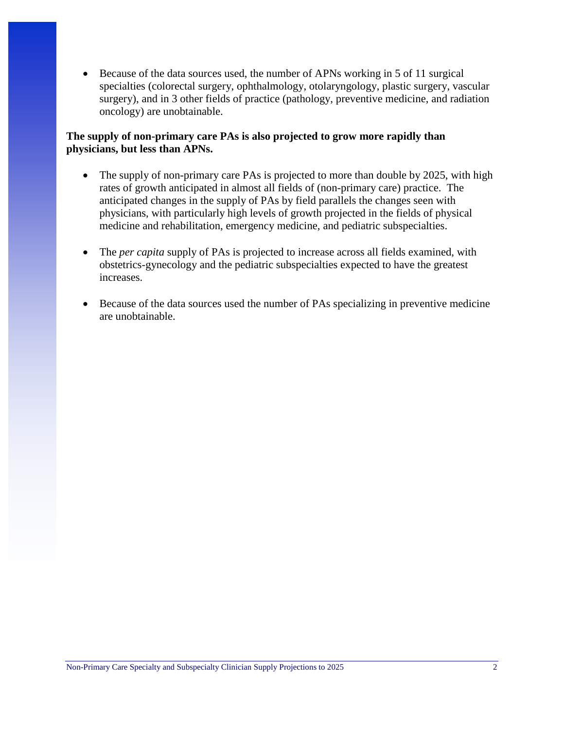- Because of the data sources used, the number of APNs working in 5 of 11 surgical specialties (colorectal surgery, ophthalmology, otolaryngology, plastic surgery, vascular surgery), and in 3 other fields of practice (pathology, preventive medicine, and radiation oncology) are unobtainable.

**The supply of non-primary care PAs is also projected to grow more rapidly than physicians, but less than APNs.**

- The supply of non-primary care PAs is projected to more than double by 2025, with high rates of growth anticipated in almost all fields of (non-primary care) practice. The anticipated changes in the supply of PAs by field parallels the changes seen with physicians, with particularly high levels of growth projected in the fields of physical medicine and rehabilitation, emergency medicine, and pediatric subspecialties.

- The *per capita* supply of PAs is projected to increase across all fields examined, with obstetrics-gynecology and the pediatric subspecialties expected to have the greatest increases.

- Because of the data sources used the number of PAs specializing in preventive medicine are unobtainable.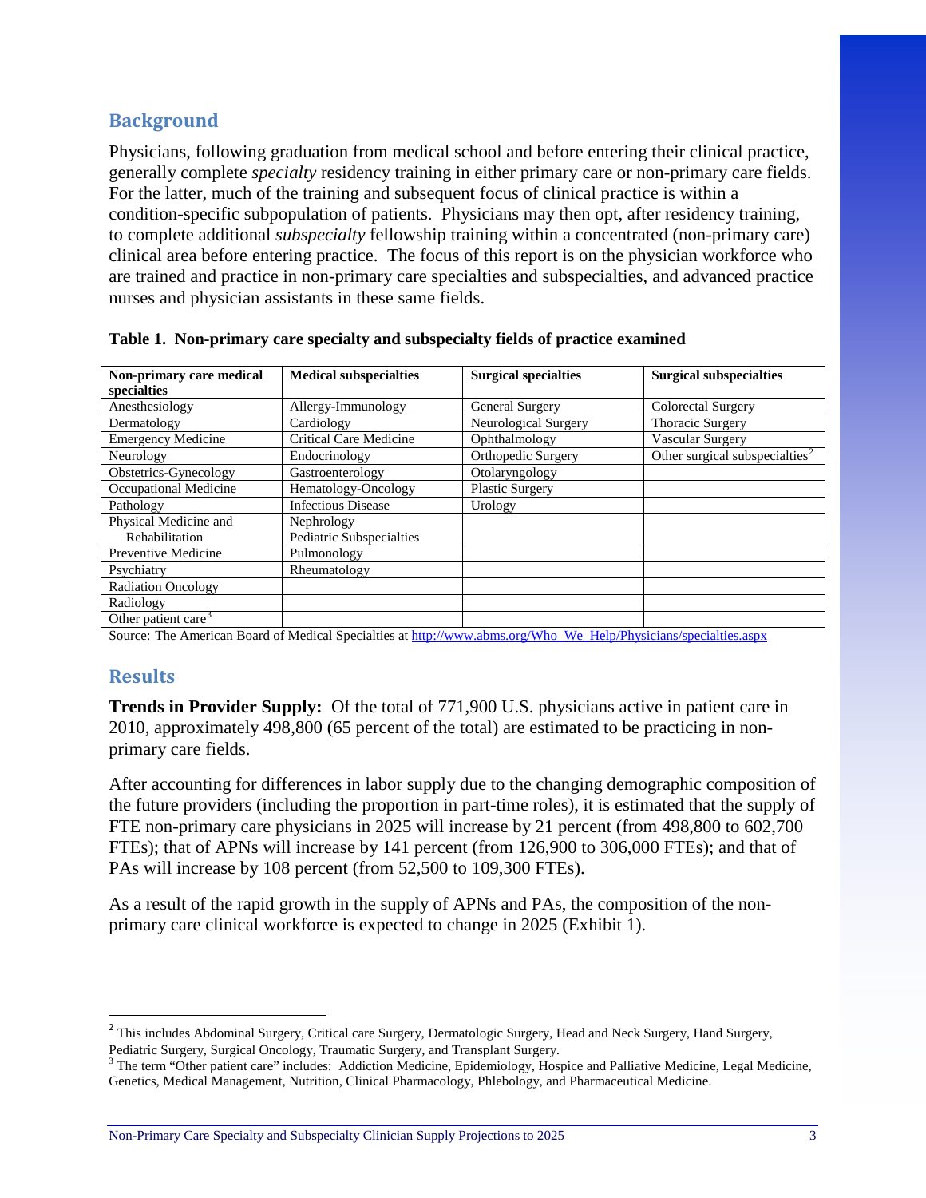## Background

Physicians, following graduation from medical school and before entering their clinical practice, generally complete *specialty* residency training in either primary care or non-primary care fields. For the latter, much of the training and subsequent focus of clinical practice is within a condition-specific subpopulation of patients. Physicians may then opt, after residency training, to complete additional *subspecialty* fellowship training within a concentrated (non-primary care) clinical area before entering practice. The focus of this report is on the physician workforce who are trained and practice in non-primary care specialties and subspecialties, and advanced practice nurses and physician assistants in these same fields.

**Table 1. Non-primary care specialty and subspecialty fields of practice examined**

| Non-primary care medical specialties | Medical subspecialties | Surgical specialties | Surgical subspecialties |
|---|---|---|---|
| Anesthesiology | Allergy-Immunology | General Surgery | Colorectal Surgery |
| Dermatology | Cardiology | Neurological Surgery | Thoracic Surgery |
| Emergency Medicine | Critical Care Medicine | Ophthalmology | Vascular Surgery |
| Neurology | Endocrinology | Orthopedic Surgery | Other surgical subspecialties[2] |
| Obstetrics-Gynecology | Gastroenterology | Otolaryngology | |
| Occupational Medicine | Hematology-Oncology | Plastic Surgery | |
| Pathology | Infectious Disease | Urology | |
| Physical Medicine and Rehabilitation | Nephrology<br>Pediatric Subspecialties | | |
| Preventive Medicine | Pulmonology | | |
| Psychiatry | Rheumatology | | |
| Radiation Oncology | | | |
| Radiology | | | |
| Other patient care[3] | | | |

Source: The American Board of Medical Specialties at http://www.abms.org/Who_We_Help/Physicians/specialties.aspx

## Results

**Trends in Provider Supply:** Of the total of 771,900 U.S. physicians active in patient care in 2010, approximately 498,800 (65 percent of the total) are estimated to be practicing in non-primary care fields.

After accounting for differences in labor supply due to the changing demographic composition of the future providers (including the proportion in part-time roles), it is estimated that the supply of FTE non-primary care physicians in 2025 will increase by 21 percent (from 498,800 to 602,700 FTEs); that of APNs will increase by 141 percent (from 126,900 to 306,000 FTEs); and that of PAs will increase by 108 percent (from 52,500 to 109,300 FTEs).

As a result of the rapid growth in the supply of APNs and PAs, the composition of the non-primary care clinical workforce is expected to change in 2025 (Exhibit 1).

---

[2] This includes Abdominal Surgery, Critical care Surgery, Dermatologic Surgery, Head and Neck Surgery, Hand Surgery, Pediatric Surgery, Surgical Oncology, Traumatic Surgery, and Transplant Surgery.

[3] The term "Other patient care" includes: Addiction Medicine, Epidemiology, Hospice and Palliative Medicine, Legal Medicine, Genetics, Medical Management, Nutrition, Clinical Pharmacology, Phlebology, and Pharmaceutical Medicine.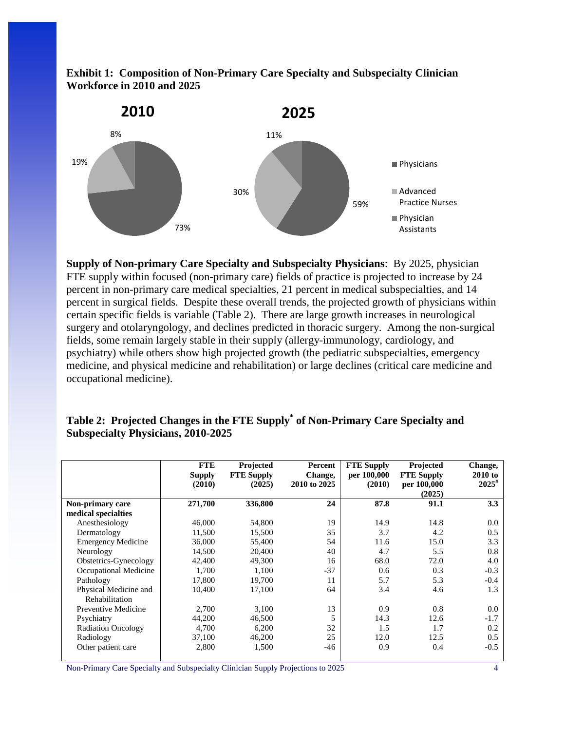**Exhibit 1: Composition of Non-Primary Care Specialty and Subspecialty Clinician Workforce in 2010 and 2025**

| | 2010 | 2025 |
|---|---|---|
| Physicians | 73% | 59% |
| Advanced Practice Nurses | 19% | 30% |
| Physician Assistants | 8% | 11% |

**Supply of Non-primary Care Specialty and Subspecialty Physicians**: By 2025, physician FTE supply within focused (non-primary care) fields of practice is projected to increase by 24 percent in non-primary care medical specialties, 21 percent in medical subspecialties, and 14 percent in surgical fields. Despite these overall trends, the projected growth of physicians within certain specific fields is variable (Table 2). There are large growth increases in neurological surgery and otolaryngology, and declines predicted in thoracic surgery. Among the non-surgical fields, some remain largely stable in their supply (allergy-immunology, cardiology, and psychiatry) while others show high projected growth (the pediatric subspecialties, emergency medicine, and physical medicine and rehabilitation) or large declines (critical care medicine and occupational medicine).

**Table 2: Projected Changes in the FTE Supply* of Non-Primary Care Specialty and Subspecialty Physicians, 2010-2025**

| | FTE Supply (2010) | Projected FTE Supply (2025) | Percent Change, 2010 to 2025 | FTE Supply per 100,000 (2010) | Projected FTE Supply per 100,000 (2025) | Change, 2010 to 2025# |
|---|---|---|---|---|---|---|
| **Non-primary care medical specialties** | **271,700** | **336,800** | **24** | **87.8** | **91.1** | **3.3** |
| Anesthesiology | 46,000 | 54,800 | 19 | 14.9 | 14.8 | 0.0 |
| Dermatology | 11,500 | 15,500 | 35 | 3.7 | 4.2 | 0.5 |
| Emergency Medicine | 36,000 | 55,400 | 54 | 11.6 | 15.0 | 3.3 |
| Neurology | 14,500 | 20,400 | 40 | 4.7 | 5.5 | 0.8 |
| Obstetrics-Gynecology | 42,400 | 49,300 | 16 | 68.0 | 72.0 | 4.0 |
| Occupational Medicine | 1,700 | 1,100 | -37 | 0.6 | 0.3 | -0.3 |
| Pathology | 17,800 | 19,700 | 11 | 5.7 | 5.3 | -0.4 |
| Physical Medicine and Rehabilitation | 10,400 | 17,100 | 64 | 3.4 | 4.6 | 1.3 |
| Preventive Medicine | 2,700 | 3,100 | 13 | 0.9 | 0.8 | 0.0 |
| Psychiatry | 44,200 | 46,500 | 5 | 14.3 | 12.6 | -1.7 |
| Radiation Oncology | 4,700 | 6,200 | 32 | 1.5 | 1.7 | 0.2 |
| Radiology | 37,100 | 46,200 | 25 | 12.0 | 12.5 | 0.5 |
| Other patient care | 2,800 | 1,500 | -46 | 0.9 | 0.4 | -0.5 |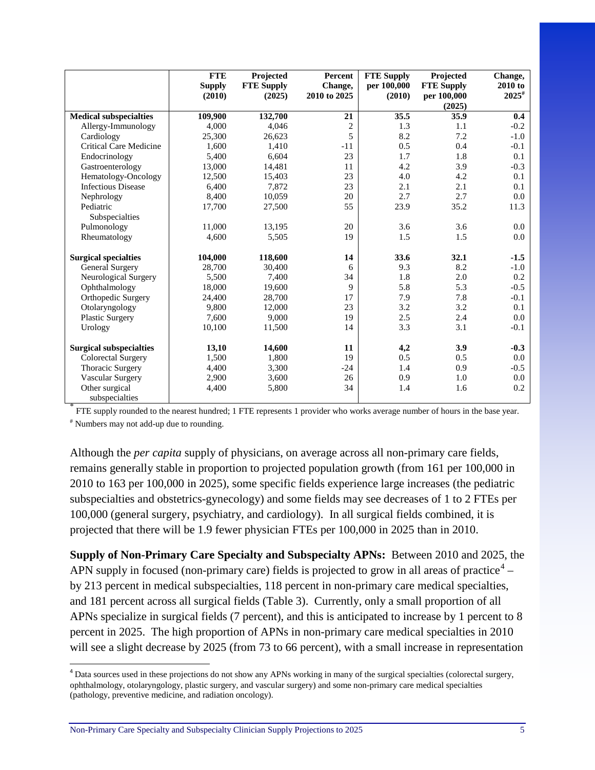|  | FTE Supply (2010) | Projected FTE Supply (2025) | Percent Change, 2010 to 2025 | FTE Supply per 100,000 (2010) | Projected FTE Supply per 100,000 (2025) | Change, 2010 to 2025[#] |
|---|---|---|---|---|---|---|
| **Medical subspecialties** | **109,900** | **132,700** | **21** | **35.5** | **35.9** | **0.4** |
| Allergy-Immunology | 4,000 | 4,046 | 2 | 1.3 | 1.1 | -0.2 |
| Cardiology | 25,300 | 26,623 | 5 | 8.2 | 7.2 | -1.0 |
| Critical Care Medicine | 1,600 | 1,410 | -11 | 0.5 | 0.4 | -0.1 |
| Endocrinology | 5,400 | 6,604 | 23 | 1.7 | 1.8 | 0.1 |
| Gastroenterology | 13,000 | 14,481 | 11 | 4.2 | 3.9 | -0.3 |
| Hematology-Oncology | 12,500 | 15,403 | 23 | 4.0 | 4.2 | 0.1 |
| Infectious Disease | 6,400 | 7,872 | 23 | 2.1 | 2.1 | 0.1 |
| Nephrology | 8,400 | 10,059 | 20 | 2.7 | 2.7 | 0.0 |
| Pediatric Subspecialties | 17,700 | 27,500 | 55 | 23.9 | 35.2 | 11.3 |
| Pulmonology | 11,000 | 13,195 | 20 | 3.6 | 3.6 | 0.0 |
| Rheumatology | 4,600 | 5,505 | 19 | 1.5 | 1.5 | 0.0 |
| **Surgical specialties** | **104,000** | **118,600** | **14** | **33.6** | **32.1** | **-1.5** |
| General Surgery | 28,700 | 30,400 | 6 | 9.3 | 8.2 | -1.0 |
| Neurological Surgery | 5,500 | 7,400 | 34 | 1.8 | 2.0 | 0.2 |
| Ophthalmology | 18,000 | 19,600 | 9 | 5.8 | 5.3 | -0.5 |
| Orthopedic Surgery | 24,400 | 28,700 | 17 | 7.9 | 7.8 | -0.1 |
| Otolaryngology | 9,800 | 12,000 | 23 | 3.2 | 3.2 | 0.1 |
| Plastic Surgery | 7,600 | 9,000 | 19 | 2.5 | 2.4 | 0.0 |
| Urology | 10,100 | 11,500 | 14 | 3.3 | 3.1 | -0.1 |
| **Surgical subspecialties** | **13,10** | **14,600** | **11** | **4,2** | **3.9** | **-0.3** |
| Colorectal Surgery | 1,500 | 1,800 | 19 | 0.5 | 0.5 | 0.0 |
| Thoracic Surgery | 4,400 | 3,300 | -24 | 1.4 | 0.9 | -0.5 |
| Vascular Surgery | 2,900 | 3,600 | 26 | 0.9 | 1.0 | 0.0 |
| Other surgical subspecialties | 4,400 | 5,800 | 34 | 1.4 | 1.6 | 0.2 |

[*] FTE supply rounded to the nearest hundred; 1 FTE represents 1 provider who works average number of hours in the base year.

[#] Numbers may not add-up due to rounding.

Although the *per capita* supply of physicians, on average across all non-primary care fields, remains generally stable in proportion to projected population growth (from 161 per 100,000 in 2010 to 163 per 100,000 in 2025), some specific fields experience large increases (the pediatric subspecialties and obstetrics-gynecology) and some fields may see decreases of 1 to 2 FTEs per 100,000 (general surgery, psychiatry, and cardiology). In all surgical fields combined, it is projected that there will be 1.9 fewer physician FTEs per 100,000 in 2025 than in 2010.

**Supply of Non-Primary Care Specialty and Subspecialty APNs:** Between 2010 and 2025, the APN supply in focused (non-primary care) fields is projected to grow in all areas of practice[4] – by 213 percent in medical subspecialties, 118 percent in non-primary care medical specialties, and 181 percent across all surgical fields (Table 3). Currently, only a small proportion of all APNs specialize in surgical fields (7 percent), and this is anticipated to increase by 1 percent to 8 percent in 2025. The high proportion of APNs in non-primary care medical specialties in 2010 will see a slight decrease by 2025 (from 73 to 66 percent), with a small increase in representation

[4] Data sources used in these projections do not show any APNs working in many of the surgical specialties (colorectal surgery, ophthalmology, otolaryngology, plastic surgery, and vascular surgery) and some non-primary care medical specialties (pathology, preventive medicine, and radiation oncology).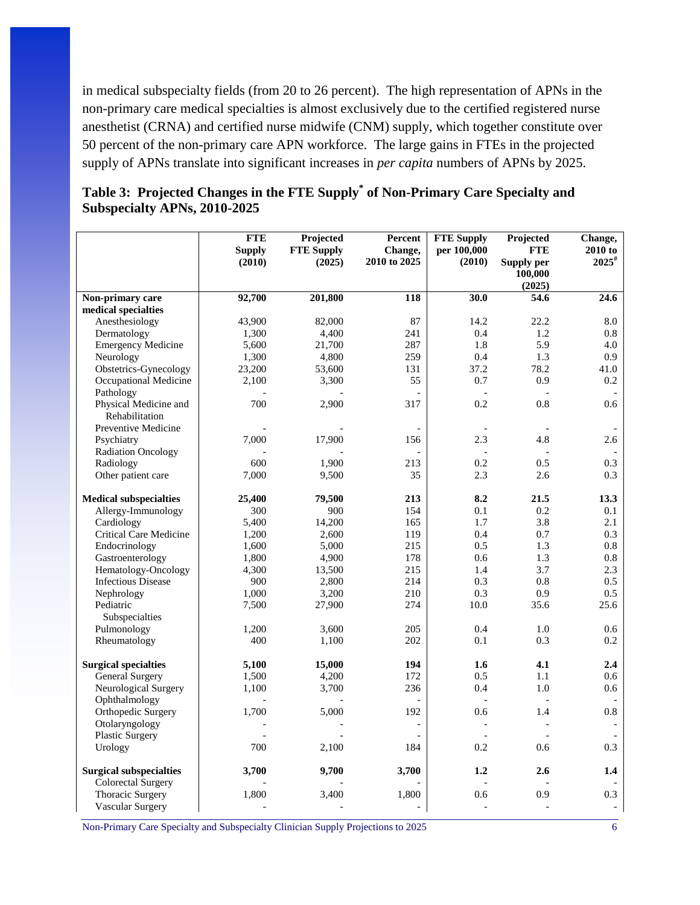in medical subspecialty fields (from 20 to 26 percent). The high representation of APNs in the non-primary care medical specialties is almost exclusively due to the certified registered nurse anesthetist (CRNA) and certified nurse midwife (CNM) supply, which together constitute over 50 percent of the non-primary care APN workforce. The large gains in FTEs in the projected supply of APNs translate into significant increases in *per capita* numbers of APNs by 2025.

**Table 3: Projected Changes in the FTE Supply* of Non-Primary Care Specialty and Subspecialty APNs, 2010-2025**

| | FTE Supply (2010) | Projected FTE Supply (2025) | Percent Change, 2010 to 2025 | FTE Supply per 100,000 (2010) | Projected FTE Supply per 100,000 (2025) | Change, 2010 to 2025# |
|---|---|---|---|---|---|---|
| **Non-primary care medical specialties** | **92,700** | **201,800** | **118** | **30.0** | **54.6** | **24.6** |
| Anesthesiology | 43,900 | 82,000 | 87 | 14.2 | 22.2 | 8.0 |
| Dermatology | 1,300 | 4,400 | 241 | 0.4 | 1.2 | 0.8 |
| Emergency Medicine | 5,600 | 21,700 | 287 | 1.8 | 5.9 | 4.0 |
| Neurology | 1,300 | 4,800 | 259 | 0.4 | 1.3 | 0.9 |
| Obstetrics-Gynecology | 23,200 | 53,600 | 131 | 37.2 | 78.2 | 41.0 |
| Occupational Medicine | 2,100 | 3,300 | 55 | 0.7 | 0.9 | 0.2 |
| Pathology | - | - | - | - | - | - |
| Physical Medicine and Rehabilitation | 700 | 2,900 | 317 | 0.2 | 0.8 | 0.6 |
| Preventive Medicine | - | - | - | - | - | - |
| Psychiatry | 7,000 | 17,900 | 156 | 2.3 | 4.8 | 2.6 |
| Radiation Oncology | - | - | - | - | - | - |
| Radiology | 600 | 1,900 | 213 | 0.2 | 0.5 | 0.3 |
| Other patient care | 7,000 | 9,500 | 35 | 2.3 | 2.6 | 0.3 |
| **Medical subspecialties** | **25,400** | **79,500** | **213** | **8.2** | **21.5** | **13.3** |
| Allergy-Immunology | 300 | 900 | 154 | 0.1 | 0.2 | 0.1 |
| Cardiology | 5,400 | 14,200 | 165 | 1.7 | 3.8 | 2.1 |
| Critical Care Medicine | 1,200 | 2,600 | 119 | 0.4 | 0.7 | 0.3 |
| Endocrinology | 1,600 | 5,000 | 215 | 0.5 | 1.3 | 0.8 |
| Gastroenterology | 1,800 | 4,900 | 178 | 0.6 | 1.3 | 0.8 |
| Hematology-Oncology | 4,300 | 13,500 | 215 | 1.4 | 3.7 | 2.3 |
| Infectious Disease | 900 | 2,800 | 214 | 0.3 | 0.8 | 0.5 |
| Nephrology | 1,000 | 3,200 | 210 | 0.3 | 0.9 | 0.5 |
| Pediatric Subspecialties | 7,500 | 27,900 | 274 | 10.0 | 35.6 | 25.6 |
| Pulmonology | 1,200 | 3,600 | 205 | 0.4 | 1.0 | 0.6 |
| Rheumatology | 400 | 1,100 | 202 | 0.1 | 0.3 | 0.2 |
| **Surgical specialties** | **5,100** | **15,000** | **194** | **1.6** | **4.1** | **2.4** |
| General Surgery | 1,500 | 4,200 | 172 | 0.5 | 1.1 | 0.6 |
| Neurological Surgery | 1,100 | 3,700 | 236 | 0.4 | 1.0 | 0.6 |
| Ophthalmology | - | - | - | - | - | - |
| Orthopedic Surgery | 1,700 | 5,000 | 192 | 0.6 | 1.4 | 0.8 |
| Otolaryngology | - | - | - | - | - | - |
| Plastic Surgery | - | - | - | - | - | - |
| Urology | 700 | 2,100 | 184 | 0.2 | 0.6 | 0.3 |
| **Surgical subspecialties** | **3,700** | **9,700** | **3,700** | **1.2** | **2.6** | **1.4** |
| Colorectal Surgery | - | - | - | - | - | - |
| Thoracic Surgery | 1,800 | 3,400 | 1,800 | 0.6 | 0.9 | 0.3 |
| Vascular Surgery | - | - | - | - | - | - |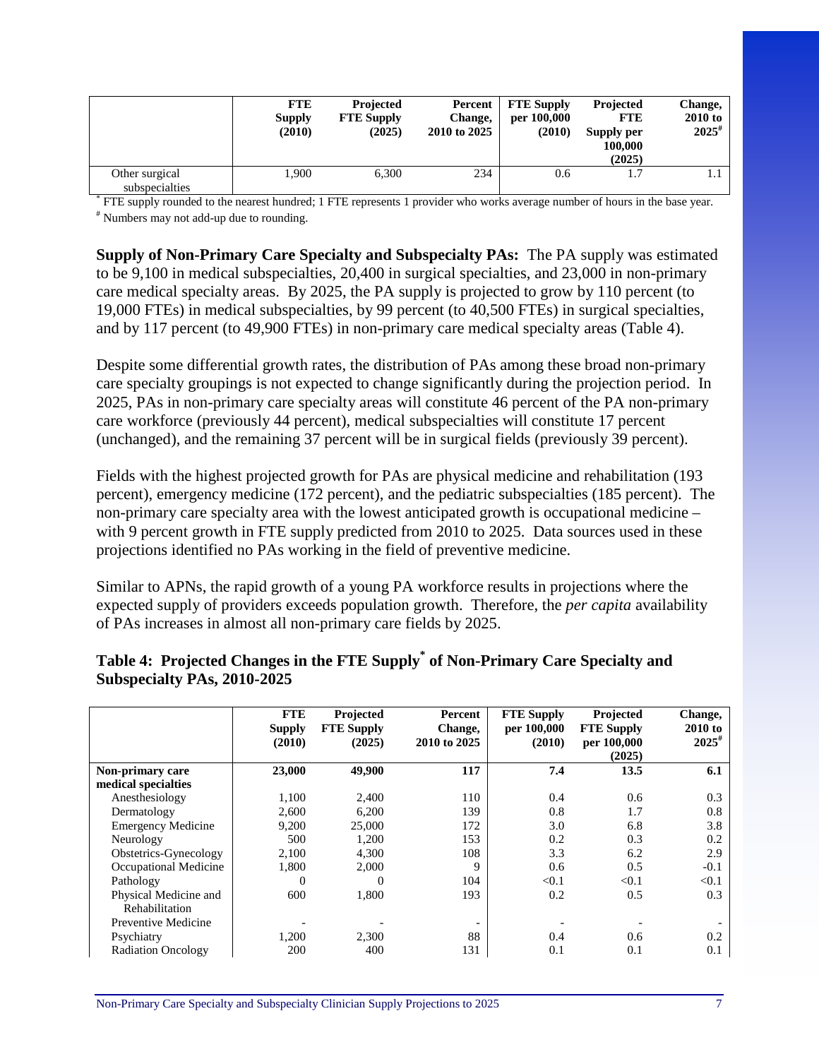| | FTE Supply (2010) | Projected FTE Supply (2025) | Percent Change, 2010 to 2025 | FTE Supply per 100,000 (2010) | Projected FTE Supply per 100,000 (2025) | Change, 2010 to 2025# |
|---|---|---|---|---|---|---|
| Other surgical subspecialties | 1,900 | 6,300 | 234 | 0.6 | 1.7 | 1.1 |

\* FTE supply rounded to the nearest hundred; 1 FTE represents 1 provider who works average number of hours in the base year.
\# Numbers may not add-up due to rounding.

**Supply of Non-Primary Care Specialty and Subspecialty PAs:** The PA supply was estimated to be 9,100 in medical subspecialties, 20,400 in surgical specialties, and 23,000 in non-primary care medical specialty areas. By 2025, the PA supply is projected to grow by 110 percent (to 19,000 FTEs) in medical subspecialties, by 99 percent (to 40,500 FTEs) in surgical specialties, and by 117 percent (to 49,900 FTEs) in non-primary care medical specialty areas (Table 4).

Despite some differential growth rates, the distribution of PAs among these broad non-primary care specialty groupings is not expected to change significantly during the projection period. In 2025, PAs in non-primary care specialty areas will constitute 46 percent of the PA non-primary care workforce (previously 44 percent), medical subspecialties will constitute 17 percent (unchanged), and the remaining 37 percent will be in surgical fields (previously 39 percent).

Fields with the highest projected growth for PAs are physical medicine and rehabilitation (193 percent), emergency medicine (172 percent), and the pediatric subspecialties (185 percent). The non-primary care specialty area with the lowest anticipated growth is occupational medicine – with 9 percent growth in FTE supply predicted from 2010 to 2025. Data sources used in these projections identified no PAs working in the field of preventive medicine.

Similar to APNs, the rapid growth of a young PA workforce results in projections where the expected supply of providers exceeds population growth. Therefore, the *per capita* availability of PAs increases in almost all non-primary care fields by 2025.

**Table 4: Projected Changes in the FTE Supply\* of Non-Primary Care Specialty and Subspecialty PAs, 2010-2025**

| | FTE Supply (2010) | Projected FTE Supply (2025) | Percent Change, 2010 to 2025 | FTE Supply per 100,000 (2010) | Projected FTE Supply per 100,000 (2025) | Change, 2010 to 2025# |
|---|---|---|---|---|---|---|
| **Non-primary care medical specialties** | **23,000** | **49,900** | **117** | **7.4** | **13.5** | **6.1** |
| Anesthesiology | 1,100 | 2,400 | 110 | 0.4 | 0.6 | 0.3 |
| Dermatology | 2,600 | 6,200 | 139 | 0.8 | 1.7 | 0.8 |
| Emergency Medicine | 9,200 | 25,000 | 172 | 3.0 | 6.8 | 3.8 |
| Neurology | 500 | 1,200 | 153 | 0.2 | 0.3 | 0.2 |
| Obstetrics-Gynecology | 2,100 | 4,300 | 108 | 3.3 | 6.2 | 2.9 |
| Occupational Medicine | 1,800 | 2,000 | 9 | 0.6 | 0.5 | -0.1 |
| Pathology | 0 | 0 | 104 | <0.1 | <0.1 | <0.1 |
| Physical Medicine and Rehabilitation | 600 | 1,800 | 193 | 0.2 | 0.5 | 0.3 |
| Preventive Medicine | - | - | - | - | - | - |
| Psychiatry | 1,200 | 2,300 | 88 | 0.4 | 0.6 | 0.2 |
| Radiation Oncology | 200 | 400 | 131 | 0.1 | 0.1 | 0.1 |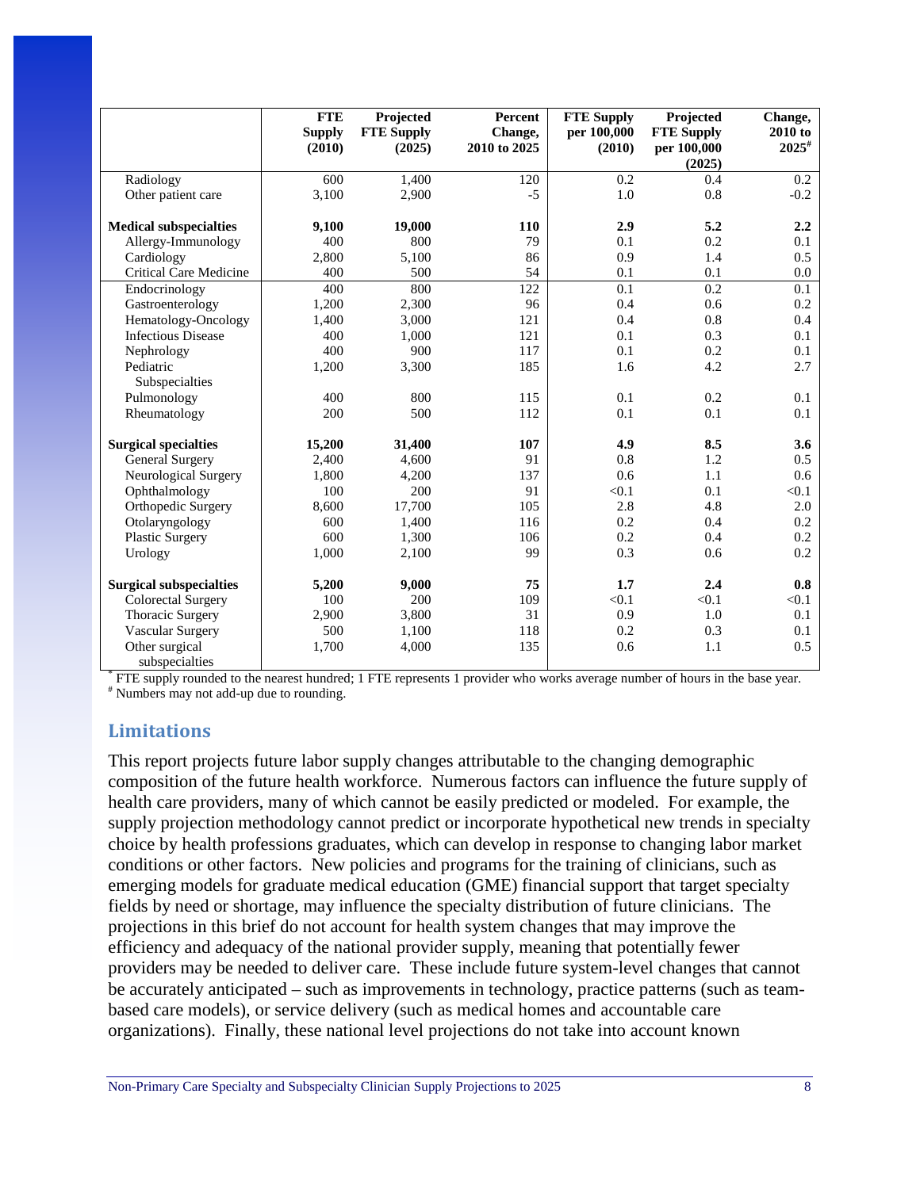| | FTE Supply (2010) | Projected FTE Supply (2025) | Percent Change, 2010 to 2025 | FTE Supply per 100,000 (2010) | Projected FTE Supply per 100,000 (2025) | Change, 2010 to 2025[#] |
|---|---|---|---|---|---|---|
| Radiology | 600 | 1,400 | 120 | 0.2 | 0.4 | 0.2 |
| Other patient care | 3,100 | 2,900 | -5 | 1.0 | 0.8 | -0.2 |
| **Medical subspecialties** | **9,100** | **19,000** | **110** | **2.9** | **5.2** | **2.2** |
| Allergy-Immunology | 400 | 800 | 79 | 0.1 | 0.2 | 0.1 |
| Cardiology | 2,800 | 5,100 | 86 | 0.9 | 1.4 | 0.5 |
| Critical Care Medicine | 400 | 500 | 54 | 0.1 | 0.1 | 0.0 |
| Endocrinology | 400 | 800 | 122 | 0.1 | 0.2 | 0.1 |
| Gastroenterology | 1,200 | 2,300 | 96 | 0.4 | 0.6 | 0.2 |
| Hematology-Oncology | 1,400 | 3,000 | 121 | 0.4 | 0.8 | 0.4 |
| Infectious Disease | 400 | 1,000 | 121 | 0.1 | 0.3 | 0.1 |
| Nephrology | 400 | 900 | 117 | 0.1 | 0.2 | 0.1 |
| Pediatric Subspecialties | 1,200 | 3,300 | 185 | 1.6 | 4.2 | 2.7 |
| Pulmonology | 400 | 800 | 115 | 0.1 | 0.2 | 0.1 |
| Rheumatology | 200 | 500 | 112 | 0.1 | 0.1 | 0.1 |
| **Surgical specialties** | **15,200** | **31,400** | **107** | **4.9** | **8.5** | **3.6** |
| General Surgery | 2,400 | 4,600 | 91 | 0.8 | 1.2 | 0.5 |
| Neurological Surgery | 1,800 | 4,200 | 137 | 0.6 | 1.1 | 0.6 |
| Ophthalmology | 100 | 200 | 91 | <0.1 | 0.1 | <0.1 |
| Orthopedic Surgery | 8,600 | 17,700 | 105 | 2.8 | 4.8 | 2.0 |
| Otolaryngology | 600 | 1,400 | 116 | 0.2 | 0.4 | 0.2 |
| Plastic Surgery | 600 | 1,300 | 106 | 0.2 | 0.4 | 0.2 |
| Urology | 1,000 | 2,100 | 99 | 0.3 | 0.6 | 0.2 |
| **Surgical subspecialties** | **5,200** | **9,000** | **75** | **1.7** | **2.4** | **0.8** |
| Colorectal Surgery | 100 | 200 | 109 | <0.1 | <0.1 | <0.1 |
| Thoracic Surgery | 2,900 | 3,800 | 31 | 0.9 | 1.0 | 0.1 |
| Vascular Surgery | 500 | 1,100 | 118 | 0.2 | 0.3 | 0.1 |
| Other surgical subspecialties | 1,700 | 4,000 | 135 | 0.6 | 1.1 | 0.5 |

[*] FTE supply rounded to the nearest hundred; 1 FTE represents 1 provider who works average number of hours in the base year.
[#] Numbers may not add-up due to rounding.

## Limitations

This report projects future labor supply changes attributable to the changing demographic composition of the future health workforce. Numerous factors can influence the future supply of health care providers, many of which cannot be easily predicted or modeled. For example, the supply projection methodology cannot predict or incorporate hypothetical new trends in specialty choice by health professions graduates, which can develop in response to changing labor market conditions or other factors. New policies and programs for the training of clinicians, such as emerging models for graduate medical education (GME) financial support that target specialty fields by need or shortage, may influence the specialty distribution of future clinicians. The projections in this brief do not account for health system changes that may improve the efficiency and adequacy of the national provider supply, meaning that potentially fewer providers may be needed to deliver care. These include future system-level changes that cannot be accurately anticipated – such as improvements in technology, practice patterns (such as team-based care models), or service delivery (such as medical homes and accountable care organizations). Finally, these national level projections do not take into account known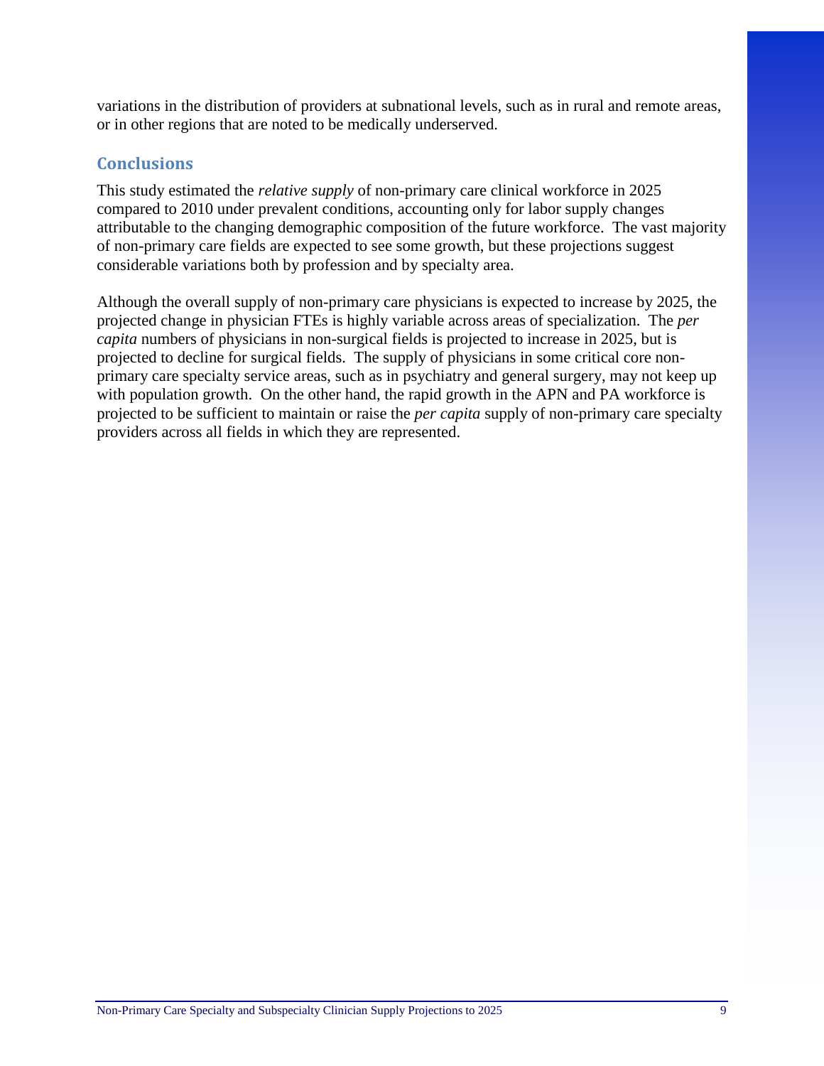variations in the distribution of providers at subnational levels, such as in rural and remote areas, or in other regions that are noted to be medically underserved.

## Conclusions

This study estimated the *relative supply* of non-primary care clinical workforce in 2025 compared to 2010 under prevalent conditions, accounting only for labor supply changes attributable to the changing demographic composition of the future workforce. The vast majority of non-primary care fields are expected to see some growth, but these projections suggest considerable variations both by profession and by specialty area.

Although the overall supply of non-primary care physicians is expected to increase by 2025, the projected change in physician FTEs is highly variable across areas of specialization. The *per capita* numbers of physicians in non-surgical fields is projected to increase in 2025, but is projected to decline for surgical fields. The supply of physicians in some critical core non-primary care specialty service areas, such as in psychiatry and general surgery, may not keep up with population growth. On the other hand, the rapid growth in the APN and PA workforce is projected to be sufficient to maintain or raise the *per capita* supply of non-primary care specialty providers across all fields in which they are represented.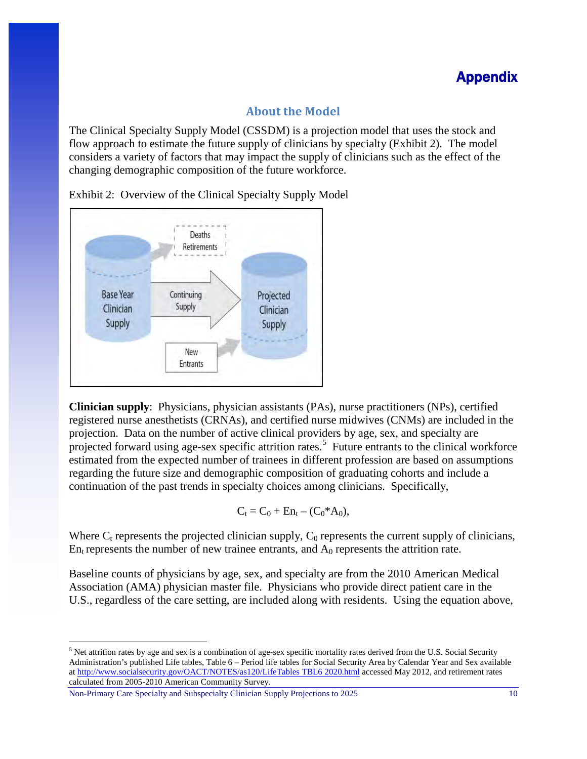# Appendix

## About the Model

The Clinical Specialty Supply Model (CSSDM) is a projection model that uses the stock and flow approach to estimate the future supply of clinicians by specialty (Exhibit 2). The model considers a variety of factors that may impact the supply of clinicians such as the effect of the changing demographic composition of the future workforce.

Exhibit 2: Overview of the Clinical Specialty Supply Model

**Clinician supply**: Physicians, physician assistants (PAs), nurse practitioners (NPs), certified registered nurse anesthetists (CRNAs), and certified nurse midwives (CNMs) are included in the projection. Data on the number of active clinical providers by age, sex, and specialty are projected forward using age-sex specific attrition rates.[5] Future entrants to the clinical workforce estimated from the expected number of trainees in different profession are based on assumptions regarding the future size and demographic composition of graduating cohorts and include a continuation of the past trends in specialty choices among clinicians. Specifically,

$$C_t = C_0 + En_t - (C_0 * A_0),$$

Where $C_t$ represents the projected clinician supply, $C_0$ represents the current supply of clinicians, $En_t$ represents the number of new trainee entrants, and $A_0$ represents the attrition rate.

Baseline counts of physicians by age, sex, and specialty are from the 2010 American Medical Association (AMA) physician master file. Physicians who provide direct patient care in the U.S., regardless of the care setting, are included along with residents. Using the equation above,

---

[5] Net attrition rates by age and sex is a combination of age-sex specific mortality rates derived from the U.S. Social Security Administration's published Life tables, Table 6 – Period life tables for Social Security Area by Calendar Year and Sex available at http://www.socialsecurity.gov/OACT/NOTES/as120/LifeTables TBL6 2020.html accessed May 2012, and retirement rates calculated from 2005-2010 American Community Survey.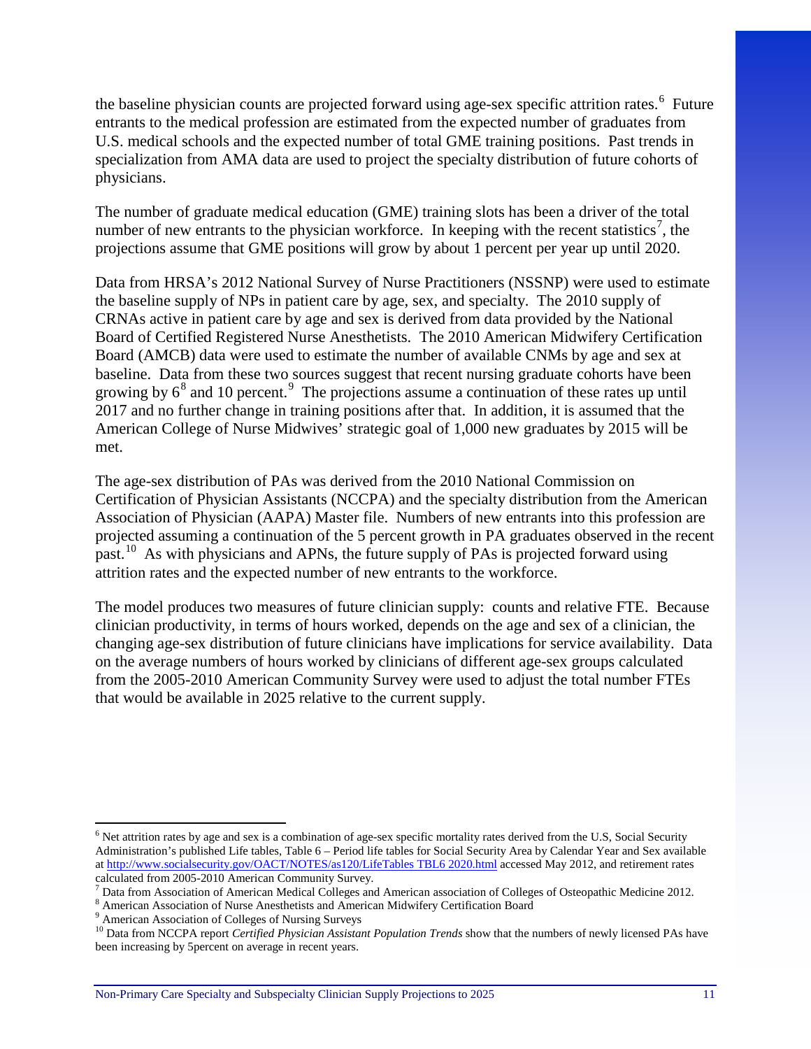the baseline physician counts are projected forward using age-sex specific attrition rates.[6] Future entrants to the medical profession are estimated from the expected number of graduates from U.S. medical schools and the expected number of total GME training positions. Past trends in specialization from AMA data are used to project the specialty distribution of future cohorts of physicians.

The number of graduate medical education (GME) training slots has been a driver of the total number of new entrants to the physician workforce. In keeping with the recent statistics[7], the projections assume that GME positions will grow by about 1 percent per year up until 2020.

Data from HRSA's 2012 National Survey of Nurse Practitioners (NSSNP) were used to estimate the baseline supply of NPs in patient care by age, sex, and specialty. The 2010 supply of CRNAs active in patient care by age and sex is derived from data provided by the National Board of Certified Registered Nurse Anesthetists. The 2010 American Midwifery Certification Board (AMCB) data were used to estimate the number of available CNMs by age and sex at baseline. Data from these two sources suggest that recent nursing graduate cohorts have been growing by 6[8] and 10 percent.[9] The projections assume a continuation of these rates up until 2017 and no further change in training positions after that. In addition, it is assumed that the American College of Nurse Midwives' strategic goal of 1,000 new graduates by 2015 will be met.

The age-sex distribution of PAs was derived from the 2010 National Commission on Certification of Physician Assistants (NCCPA) and the specialty distribution from the American Association of Physician (AAPA) Master file. Numbers of new entrants into this profession are projected assuming a continuation of the 5 percent growth in PA graduates observed in the recent past.[10] As with physicians and APNs, the future supply of PAs is projected forward using attrition rates and the expected number of new entrants to the workforce.

The model produces two measures of future clinician supply: counts and relative FTE. Because clinician productivity, in terms of hours worked, depends on the age and sex of a clinician, the changing age-sex distribution of future clinicians have implications for service availability. Data on the average numbers of hours worked by clinicians of different age-sex groups calculated from the 2005-2010 American Community Survey were used to adjust the total number FTEs that would be available in 2025 relative to the current supply.

---

[6] Net attrition rates by age and sex is a combination of age-sex specific mortality rates derived from the U.S, Social Security Administration's published Life tables, Table 6 – Period life tables for Social Security Area by Calendar Year and Sex available at http://www.socialsecurity.gov/OACT/NOTES/as120/LifeTables TBL6 2020.html accessed May 2012, and retirement rates calculated from 2005-2010 American Community Survey.

[7] Data from Association of American Medical Colleges and American association of Colleges of Osteopathic Medicine 2012.

[8] American Association of Nurse Anesthetists and American Midwifery Certification Board

[9] American Association of Colleges of Nursing Surveys

[10] Data from NCCPA report *Certified Physician Assistant Population Trends* show that the numbers of newly licensed PAs have been increasing by 5percent on average in recent years.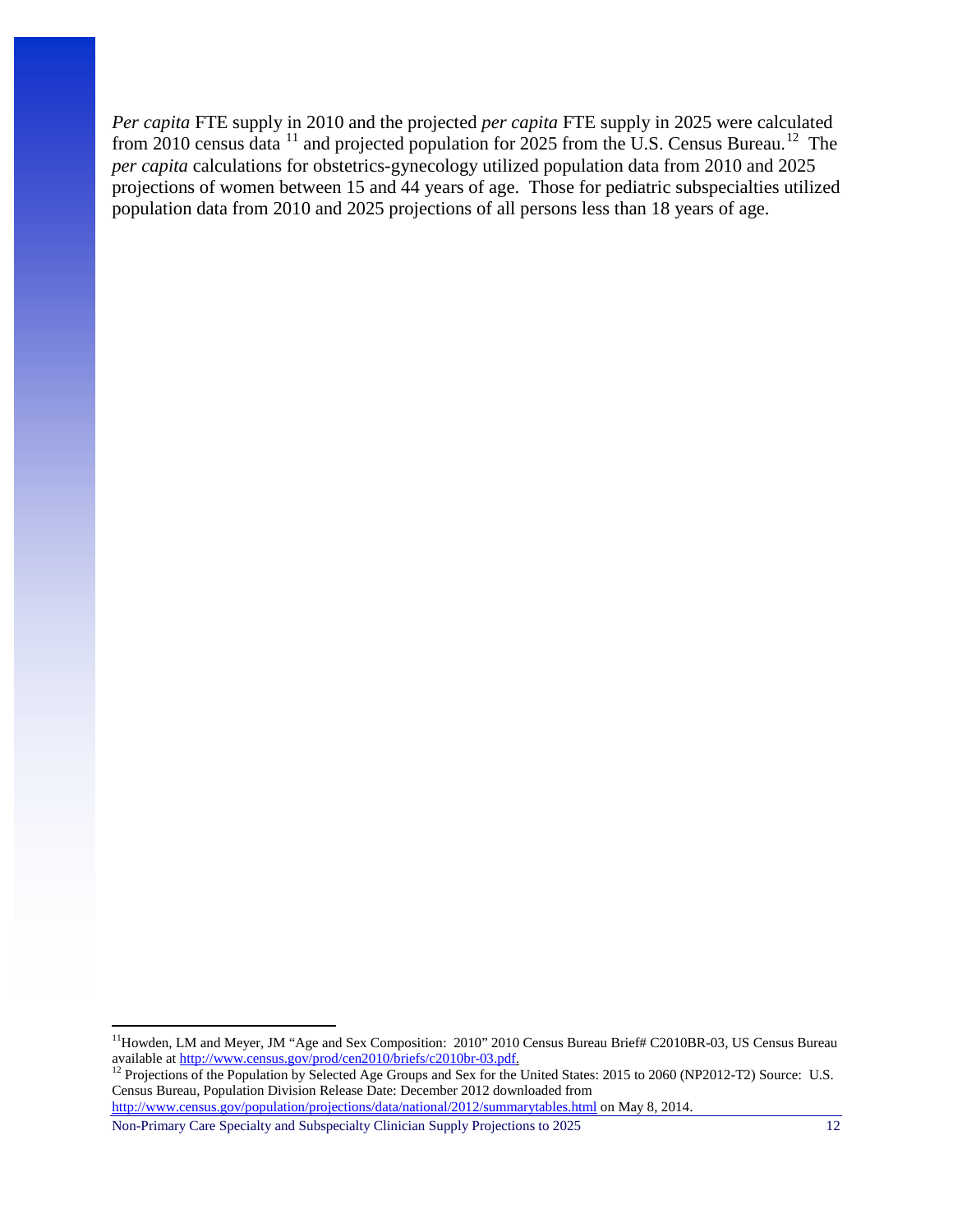*Per capita* FTE supply in 2010 and the projected *per capita* FTE supply in 2025 were calculated from 2010 census data [11] and projected population for 2025 from the U.S. Census Bureau.[12] The *per capita* calculations for obstetrics-gynecology utilized population data from 2010 and 2025 projections of women between 15 and 44 years of age. Those for pediatric subspecialties utilized population data from 2010 and 2025 projections of all persons less than 18 years of age.

---

[11] Howden, LM and Meyer, JM "Age and Sex Composition: 2010" 2010 Census Bureau Brief# C2010BR-03, US Census Bureau available at http://www.census.gov/prod/cen2010/briefs/c2010br-03.pdf.

[12] Projections of the Population by Selected Age Groups and Sex for the United States: 2015 to 2060 (NP2012-T2) Source: U.S. Census Bureau, Population Division Release Date: December 2012 downloaded from http://www.census.gov/population/projections/data/national/2012/summarytables.html on May 8, 2014.